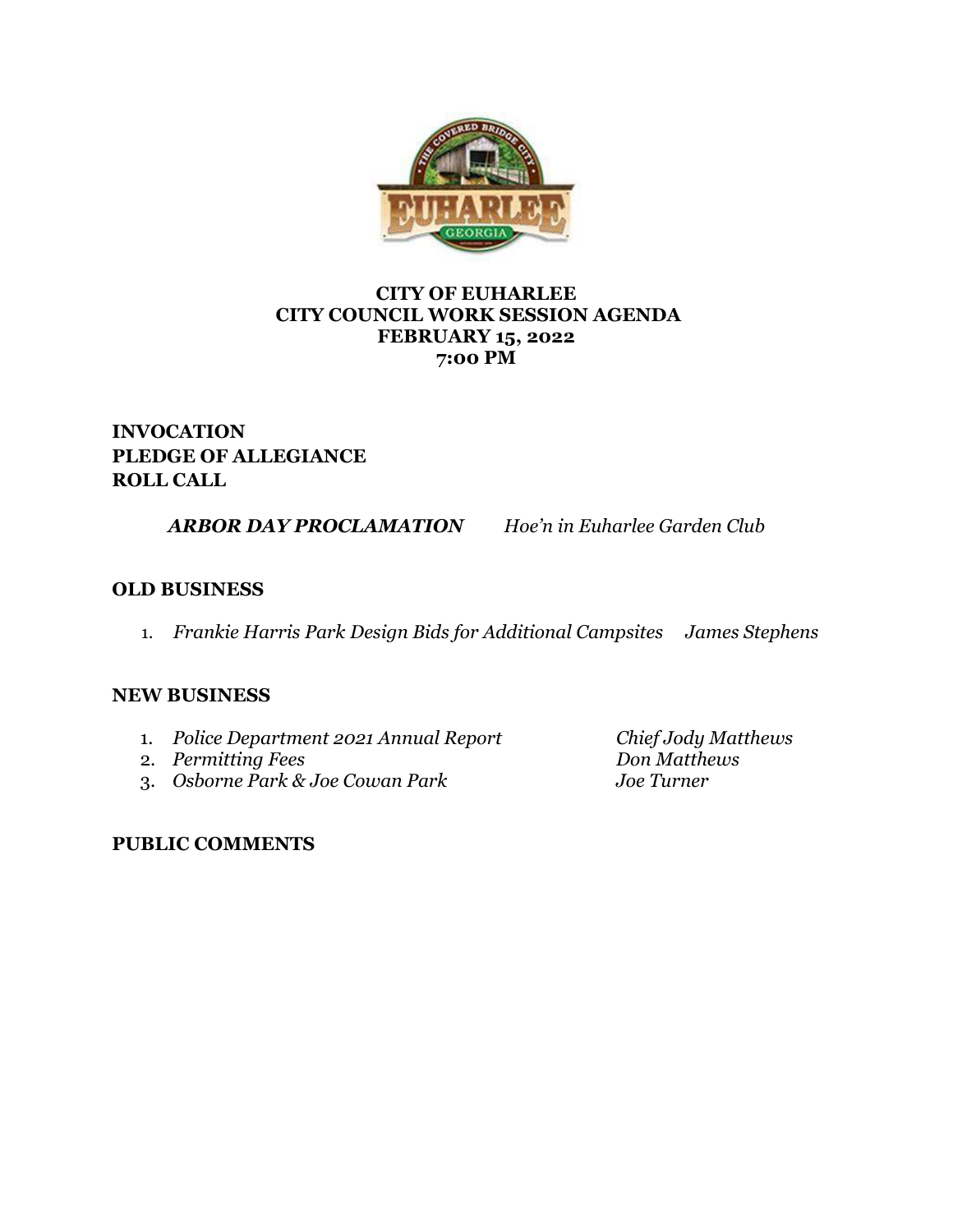**CITY OF EUHARLEE**
**CITY COUNCIL WORK SESSION AGENDA**
**FEBRUARY 15, 2022**
**7:00 PM**

**INVOCATION**
**PLEDGE OF ALLEGIANCE**
**ROLL CALL**

***ARBOR DAY PROCLAMATION*** *Hoe'n in Euharlee Garden Club*

## OLD BUSINESS

1. *Frankie Harris Park Design Bids for Additional Campsites* *James Stephens*

## NEW BUSINESS

1. *Police Department 2021 Annual Report* *Chief Jody Matthews*
2. *Permitting Fees* *Don Matthews*
3. *Osborne Park & Joe Cowan Park* *Joe Turner*

## PUBLIC COMMENTS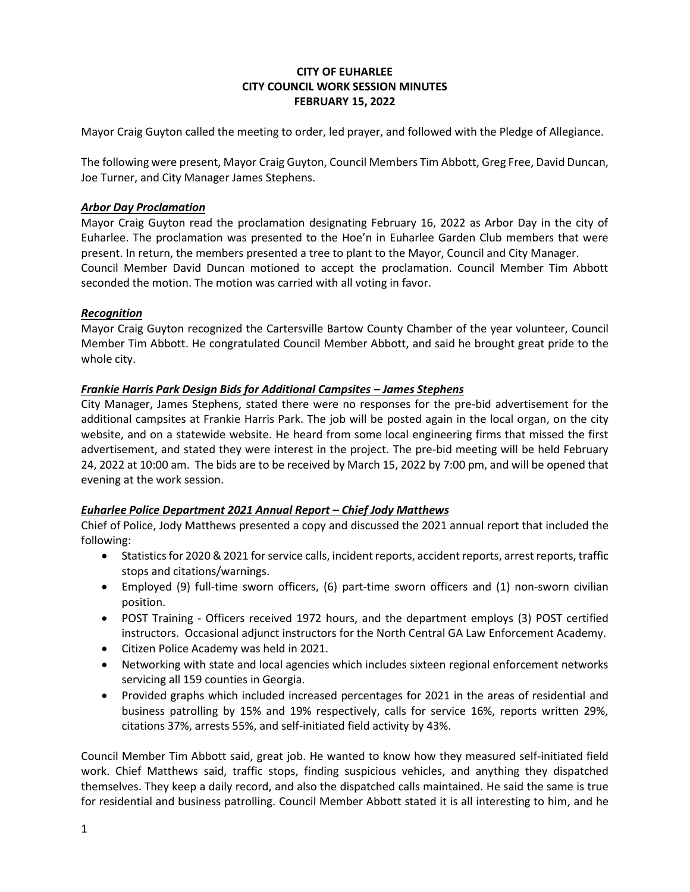**CITY OF EUHARLEE**
**CITY COUNCIL WORK SESSION MINUTES**
**FEBRUARY 15, 2022**

Mayor Craig Guyton called the meeting to order, led prayer, and followed with the Pledge of Allegiance.

The following were present, Mayor Craig Guyton, Council Members Tim Abbott, Greg Free, David Duncan, Joe Turner, and City Manager James Stephens.

***Arbor Day Proclamation***

Mayor Craig Guyton read the proclamation designating February 16, 2022 as Arbor Day in the city of Euharlee. The proclamation was presented to the Hoe'n in Euharlee Garden Club members that were present. In return, the members presented a tree to plant to the Mayor, Council and City Manager.
Council Member David Duncan motioned to accept the proclamation. Council Member Tim Abbott seconded the motion. The motion was carried with all voting in favor.

***Recognition***

Mayor Craig Guyton recognized the Cartersville Bartow County Chamber of the year volunteer, Council Member Tim Abbott. He congratulated Council Member Abbott, and said he brought great pride to the whole city.

***Frankie Harris Park Design Bids for Additional Campsites – James Stephens***

City Manager, James Stephens, stated there were no responses for the pre-bid advertisement for the additional campsites at Frankie Harris Park. The job will be posted again in the local organ, on the city website, and on a statewide website. He heard from some local engineering firms that missed the first advertisement, and stated they were interest in the project. The pre-bid meeting will be held February 24, 2022 at 10:00 am. The bids are to be received by March 15, 2022 by 7:00 pm, and will be opened that evening at the work session.

***Euharlee Police Department 2021 Annual Report – Chief Jody Matthews***

Chief of Police, Jody Matthews presented a copy and discussed the 2021 annual report that included the following:

- Statistics for 2020 & 2021 for service calls, incident reports, accident reports, arrest reports, traffic stops and citations/warnings.
- Employed (9) full-time sworn officers, (6) part-time sworn officers and (1) non-sworn civilian position.
- POST Training - Officers received 1972 hours, and the department employs (3) POST certified instructors. Occasional adjunct instructors for the North Central GA Law Enforcement Academy.
- Citizen Police Academy was held in 2021.
- Networking with state and local agencies which includes sixteen regional enforcement networks servicing all 159 counties in Georgia.
- Provided graphs which included increased percentages for 2021 in the areas of residential and business patrolling by 15% and 19% respectively, calls for service 16%, reports written 29%, citations 37%, arrests 55%, and self-initiated field activity by 43%.

Council Member Tim Abbott said, great job. He wanted to know how they measured self-initiated field work. Chief Matthews said, traffic stops, finding suspicious vehicles, and anything they dispatched themselves. They keep a daily record, and also the dispatched calls maintained. He said the same is true for residential and business patrolling. Council Member Abbott stated it is all interesting to him, and he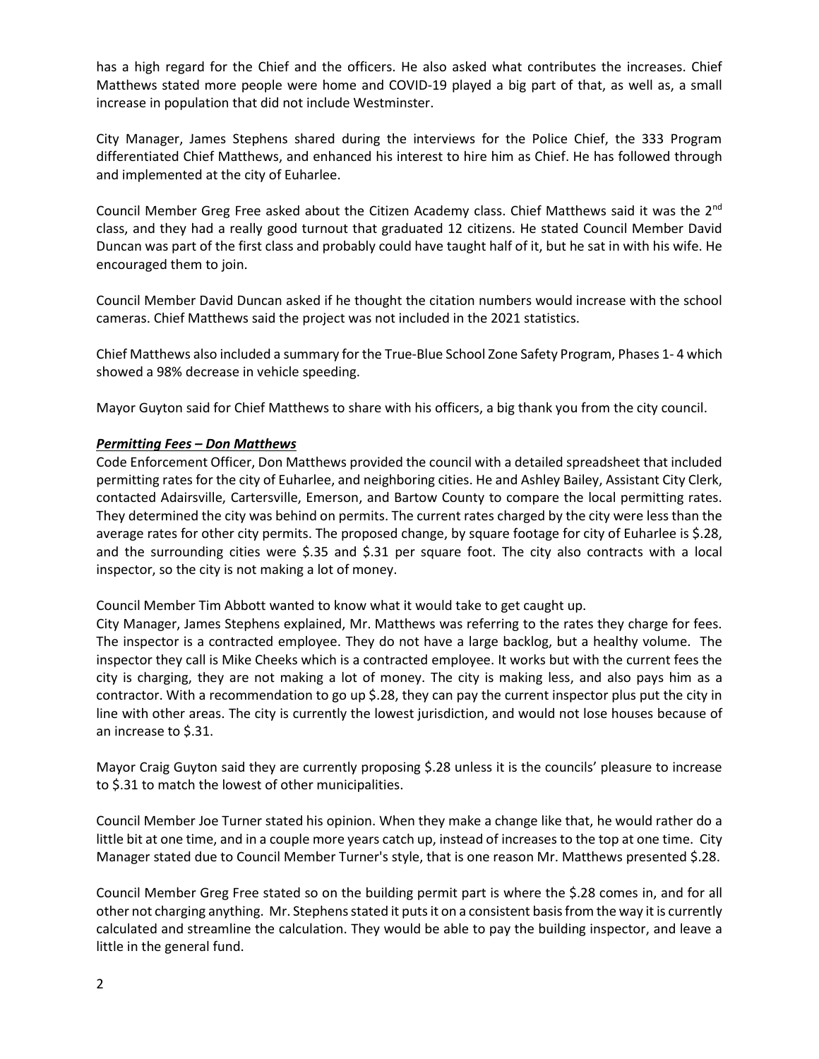has a high regard for the Chief and the officers. He also asked what contributes the increases. Chief Matthews stated more people were home and COVID-19 played a big part of that, as well as, a small increase in population that did not include Westminster.

City Manager, James Stephens shared during the interviews for the Police Chief, the 333 Program differentiated Chief Matthews, and enhanced his interest to hire him as Chief. He has followed through and implemented at the city of Euharlee.

Council Member Greg Free asked about the Citizen Academy class. Chief Matthews said it was the 2nd class, and they had a really good turnout that graduated 12 citizens. He stated Council Member David Duncan was part of the first class and probably could have taught half of it, but he sat in with his wife. He encouraged them to join.

Council Member David Duncan asked if he thought the citation numbers would increase with the school cameras. Chief Matthews said the project was not included in the 2021 statistics.

Chief Matthews also included a summary for the True-Blue School Zone Safety Program, Phases 1- 4 which showed a 98% decrease in vehicle speeding.

Mayor Guyton said for Chief Matthews to share with his officers, a big thank you from the city council.

***Permitting Fees – Don Matthews***

Code Enforcement Officer, Don Matthews provided the council with a detailed spreadsheet that included permitting rates for the city of Euharlee, and neighboring cities. He and Ashley Bailey, Assistant City Clerk, contacted Adairsville, Cartersville, Emerson, and Bartow County to compare the local permitting rates. They determined the city was behind on permits. The current rates charged by the city were less than the average rates for other city permits. The proposed change, by square footage for city of Euharlee is $.28, and the surrounding cities were $.35 and $.31 per square foot. The city also contracts with a local inspector, so the city is not making a lot of money.

Council Member Tim Abbott wanted to know what it would take to get caught up.

City Manager, James Stephens explained, Mr. Matthews was referring to the rates they charge for fees. The inspector is a contracted employee. They do not have a large backlog, but a healthy volume. The inspector they call is Mike Cheeks which is a contracted employee. It works but with the current fees the city is charging, they are not making a lot of money. The city is making less, and also pays him as a contractor. With a recommendation to go up $.28, they can pay the current inspector plus put the city in line with other areas. The city is currently the lowest jurisdiction, and would not lose houses because of an increase to $.31.

Mayor Craig Guyton said they are currently proposing $.28 unless it is the councils' pleasure to increase to $.31 to match the lowest of other municipalities.

Council Member Joe Turner stated his opinion. When they make a change like that, he would rather do a little bit at one time, and in a couple more years catch up, instead of increases to the top at one time. City Manager stated due to Council Member Turner's style, that is one reason Mr. Matthews presented $.28.

Council Member Greg Free stated so on the building permit part is where the $.28 comes in, and for all other not charging anything. Mr. Stephens stated it puts it on a consistent basis from the way it is currently calculated and streamline the calculation. They would be able to pay the building inspector, and leave a little in the general fund.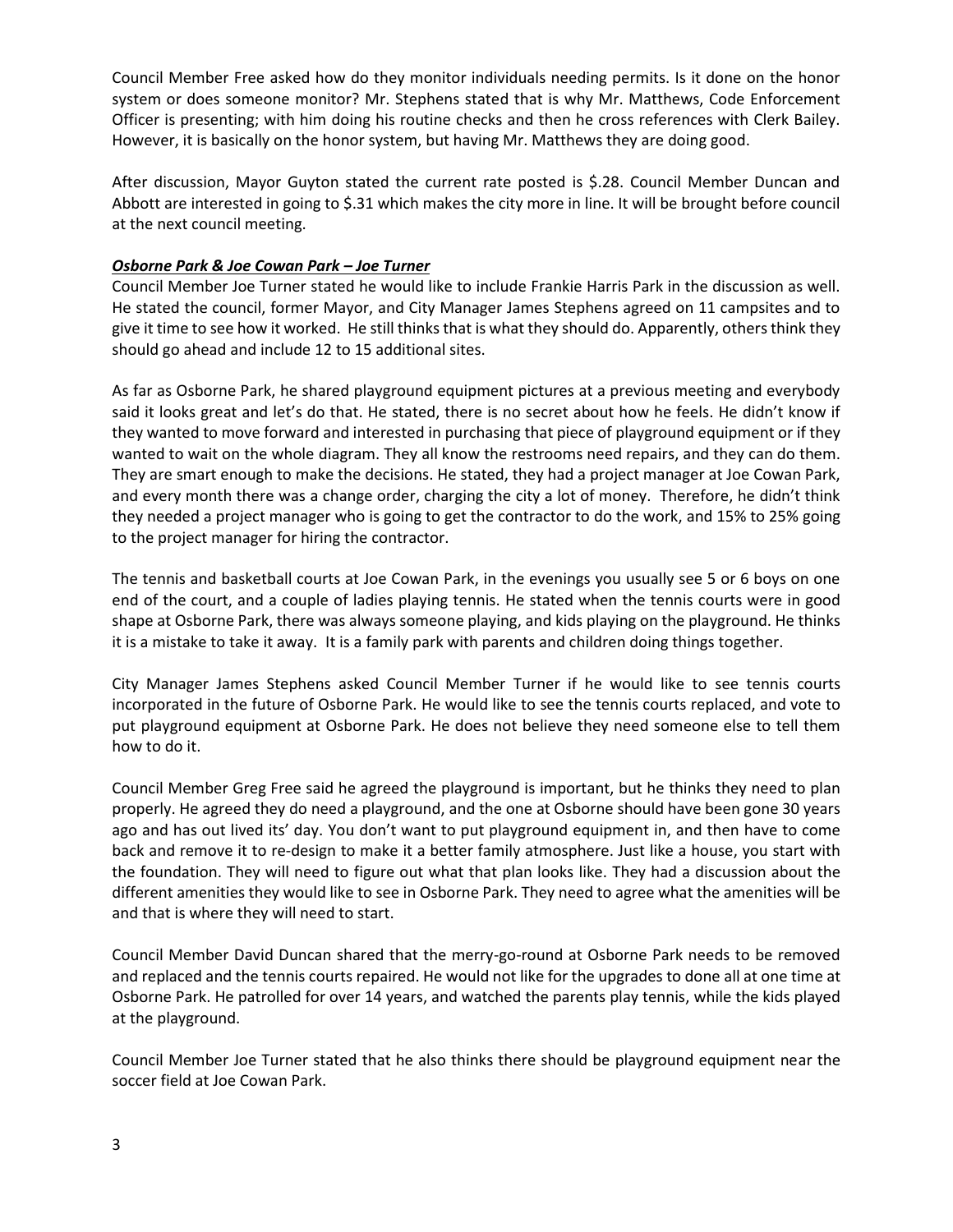Council Member Free asked how do they monitor individuals needing permits. Is it done on the honor system or does someone monitor? Mr. Stephens stated that is why Mr. Matthews, Code Enforcement Officer is presenting; with him doing his routine checks and then he cross references with Clerk Bailey. However, it is basically on the honor system, but having Mr. Matthews they are doing good.

After discussion, Mayor Guyton stated the current rate posted is $.28. Council Member Duncan and Abbott are interested in going to $.31 which makes the city more in line. It will be brought before council at the next council meeting.

***Osborne Park & Joe Cowan Park – Joe Turner***

Council Member Joe Turner stated he would like to include Frankie Harris Park in the discussion as well. He stated the council, former Mayor, and City Manager James Stephens agreed on 11 campsites and to give it time to see how it worked. He still thinks that is what they should do. Apparently, others think they should go ahead and include 12 to 15 additional sites.

As far as Osborne Park, he shared playground equipment pictures at a previous meeting and everybody said it looks great and let's do that. He stated, there is no secret about how he feels. He didn't know if they wanted to move forward and interested in purchasing that piece of playground equipment or if they wanted to wait on the whole diagram. They all know the restrooms need repairs, and they can do them. They are smart enough to make the decisions. He stated, they had a project manager at Joe Cowan Park, and every month there was a change order, charging the city a lot of money. Therefore, he didn't think they needed a project manager who is going to get the contractor to do the work, and 15% to 25% going to the project manager for hiring the contractor.

The tennis and basketball courts at Joe Cowan Park, in the evenings you usually see 5 or 6 boys on one end of the court, and a couple of ladies playing tennis. He stated when the tennis courts were in good shape at Osborne Park, there was always someone playing, and kids playing on the playground. He thinks it is a mistake to take it away. It is a family park with parents and children doing things together.

City Manager James Stephens asked Council Member Turner if he would like to see tennis courts incorporated in the future of Osborne Park. He would like to see the tennis courts replaced, and vote to put playground equipment at Osborne Park. He does not believe they need someone else to tell them how to do it.

Council Member Greg Free said he agreed the playground is important, but he thinks they need to plan properly. He agreed they do need a playground, and the one at Osborne should have been gone 30 years ago and has out lived its' day. You don't want to put playground equipment in, and then have to come back and remove it to re-design to make it a better family atmosphere. Just like a house, you start with the foundation. They will need to figure out what that plan looks like. They had a discussion about the different amenities they would like to see in Osborne Park. They need to agree what the amenities will be and that is where they will need to start.

Council Member David Duncan shared that the merry-go-round at Osborne Park needs to be removed and replaced and the tennis courts repaired. He would not like for the upgrades to done all at one time at Osborne Park. He patrolled for over 14 years, and watched the parents play tennis, while the kids played at the playground.

Council Member Joe Turner stated that he also thinks there should be playground equipment near the soccer field at Joe Cowan Park.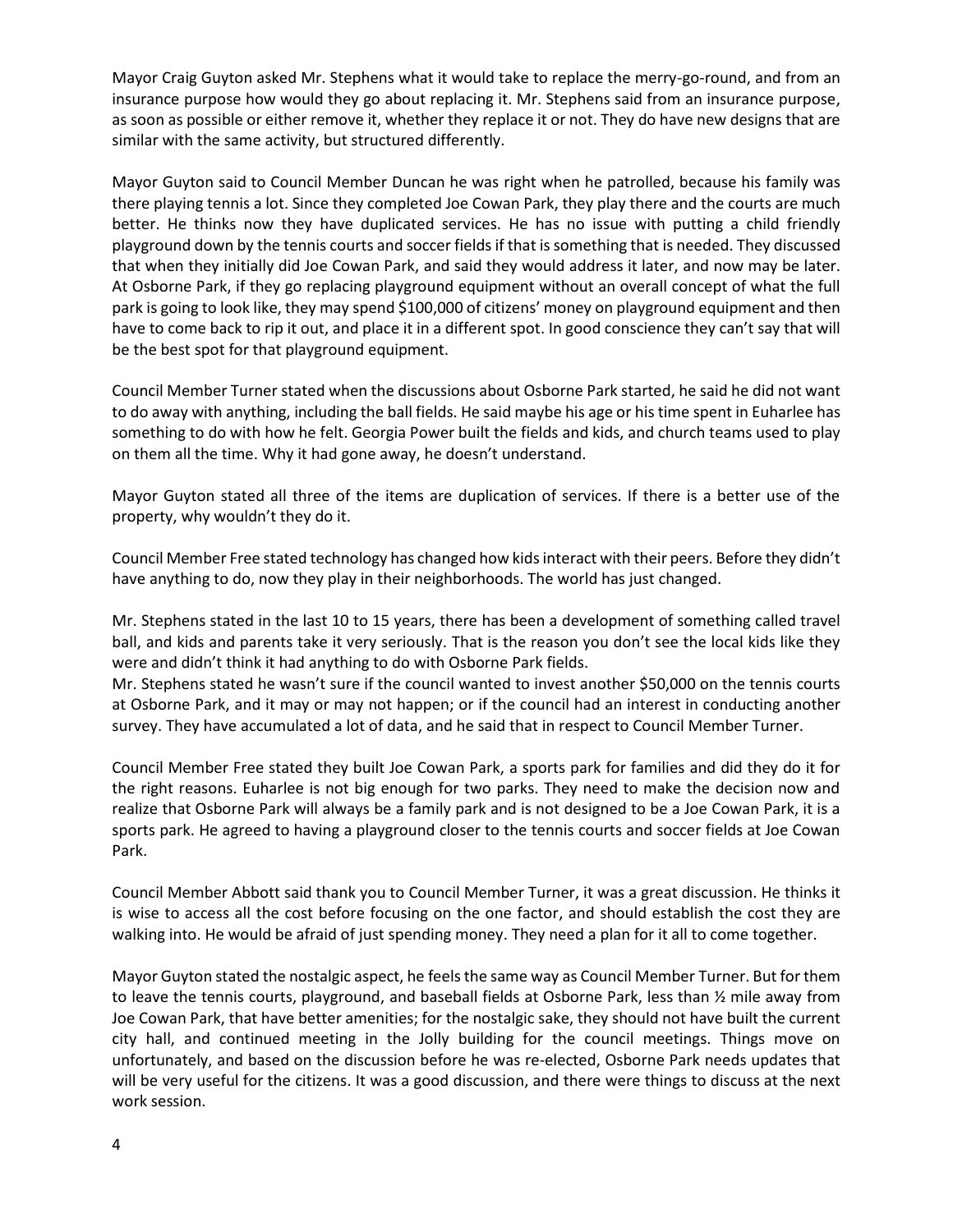Mayor Craig Guyton asked Mr. Stephens what it would take to replace the merry-go-round, and from an insurance purpose how would they go about replacing it. Mr. Stephens said from an insurance purpose, as soon as possible or either remove it, whether they replace it or not. They do have new designs that are similar with the same activity, but structured differently.

Mayor Guyton said to Council Member Duncan he was right when he patrolled, because his family was there playing tennis a lot. Since they completed Joe Cowan Park, they play there and the courts are much better. He thinks now they have duplicated services. He has no issue with putting a child friendly playground down by the tennis courts and soccer fields if that is something that is needed. They discussed that when they initially did Joe Cowan Park, and said they would address it later, and now may be later. At Osborne Park, if they go replacing playground equipment without an overall concept of what the full park is going to look like, they may spend $100,000 of citizens' money on playground equipment and then have to come back to rip it out, and place it in a different spot. In good conscience they can't say that will be the best spot for that playground equipment.

Council Member Turner stated when the discussions about Osborne Park started, he said he did not want to do away with anything, including the ball fields. He said maybe his age or his time spent in Euharlee has something to do with how he felt. Georgia Power built the fields and kids, and church teams used to play on them all the time. Why it had gone away, he doesn't understand.

Mayor Guyton stated all three of the items are duplication of services. If there is a better use of the property, why wouldn't they do it.

Council Member Free stated technology has changed how kids interact with their peers. Before they didn't have anything to do, now they play in their neighborhoods. The world has just changed.

Mr. Stephens stated in the last 10 to 15 years, there has been a development of something called travel ball, and kids and parents take it very seriously. That is the reason you don't see the local kids like they were and didn't think it had anything to do with Osborne Park fields.
Mr. Stephens stated he wasn't sure if the council wanted to invest another $50,000 on the tennis courts at Osborne Park, and it may or may not happen; or if the council had an interest in conducting another survey. They have accumulated a lot of data, and he said that in respect to Council Member Turner.

Council Member Free stated they built Joe Cowan Park, a sports park for families and did they do it for the right reasons. Euharlee is not big enough for two parks. They need to make the decision now and realize that Osborne Park will always be a family park and is not designed to be a Joe Cowan Park, it is a sports park. He agreed to having a playground closer to the tennis courts and soccer fields at Joe Cowan Park.

Council Member Abbott said thank you to Council Member Turner, it was a great discussion. He thinks it is wise to access all the cost before focusing on the one factor, and should establish the cost they are walking into. He would be afraid of just spending money. They need a plan for it all to come together.

Mayor Guyton stated the nostalgic aspect, he feels the same way as Council Member Turner. But for them to leave the tennis courts, playground, and baseball fields at Osborne Park, less than ½ mile away from Joe Cowan Park, that have better amenities; for the nostalgic sake, they should not have built the current city hall, and continued meeting in the Jolly building for the council meetings. Things move on unfortunately, and based on the discussion before he was re-elected, Osborne Park needs updates that will be very useful for the citizens. It was a good discussion, and there were things to discuss at the next work session.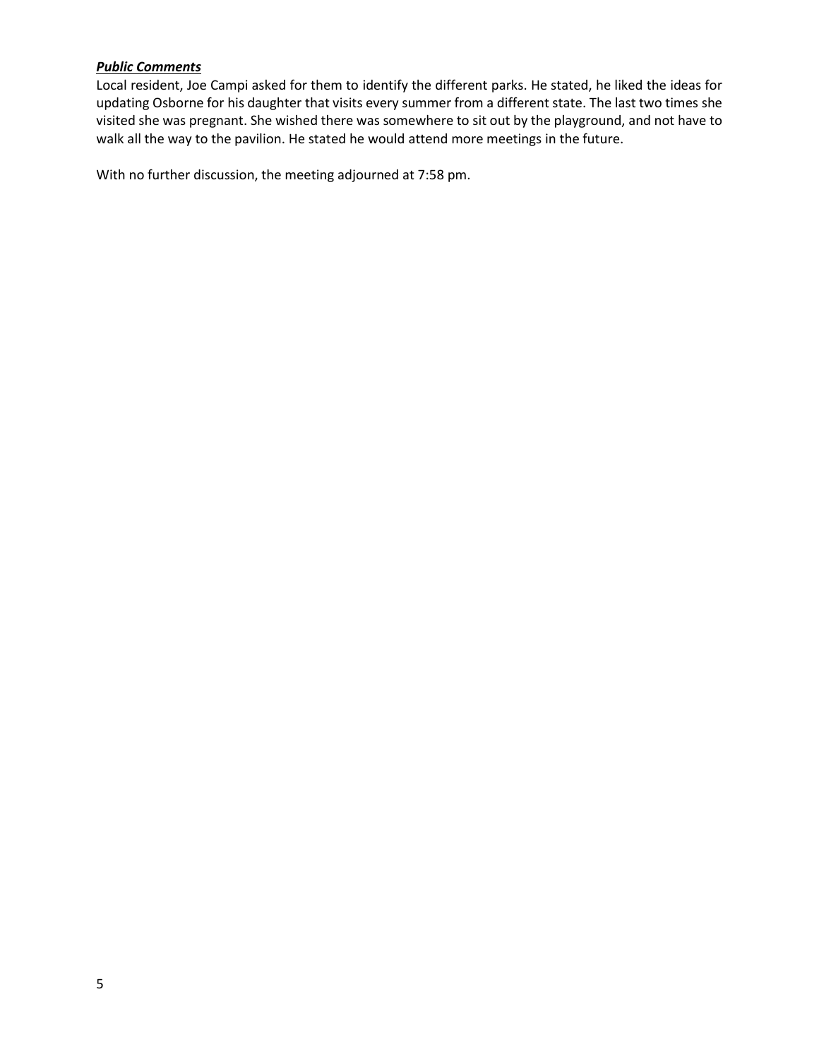***Public Comments***

Local resident, Joe Campi asked for them to identify the different parks. He stated, he liked the ideas for updating Osborne for his daughter that visits every summer from a different state. The last two times she visited she was pregnant. She wished there was somewhere to sit out by the playground, and not have to walk all the way to the pavilion. He stated he would attend more meetings in the future.

With no further discussion, the meeting adjourned at 7:58 pm.